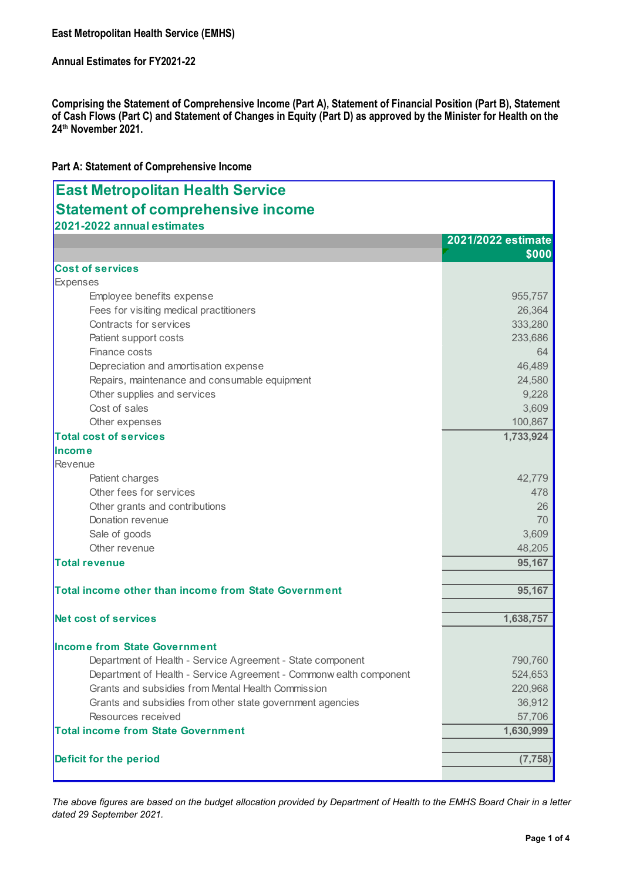**East Metropolitan Health Service (EMHS)**

**Annual Estimates for FY2021-22**

**Comprising the Statement of Comprehensive Income (Part A), Statement of Financial Position (Part B), Statement of Cash Flows (Part C) and Statement of Changes in Equity (Part D) as approved by the Minister for Health on the 24th November 2021.**

**Part A: Statement of Comprehensive Income**

## East Metropolitan Health Service
## Statement of comprehensive income
### 2021-2022 annual estimates

| | 2021/2022 estimate $000 |
|---|---:|
| **Cost of services** | |
| Expenses | |
| Employee benefits expense | 955,757 |
| Fees for visiting medical practitioners | 26,364 |
| Contracts for services | 333,280 |
| Patient support costs | 233,686 |
| Finance costs | 64 |
| Depreciation and amortisation expense | 46,489 |
| Repairs, maintenance and consumable equipment | 24,580 |
| Other supplies and services | 9,228 |
| Cost of sales | 3,609 |
| Other expenses | 100,867 |
| **Total cost of services** | **1,733,924** |
| **Income** | |
| Revenue | |
| Patient charges | 42,779 |
| Other fees for services | 478 |
| Other grants and contributions | 26 |
| Donation revenue | 70 |
| Sale of goods | 3,609 |
| Other revenue | 48,205 |
| **Total revenue** | **95,167** |
| | |
| **Total income other than income from State Government** | **95,167** |
| | |
| **Net cost of services** | **1,638,757** |
| | |
| **Income from State Government** | |
| Department of Health - Service Agreement - State component | 790,760 |
| Department of Health - Service Agreement - Commonwealth component | 524,653 |
| Grants and subsidies from Mental Health Commission | 220,968 |
| Grants and subsidies from other state government agencies | 36,912 |
| Resources received | 57,706 |
| **Total income from State Government** | **1,630,999** |
| | |
| **Deficit for the period** | **(7,758)** |

*The above figures are based on the budget allocation provided by Department of Health to the EMHS Board Chair in a letter dated 29 September 2021.*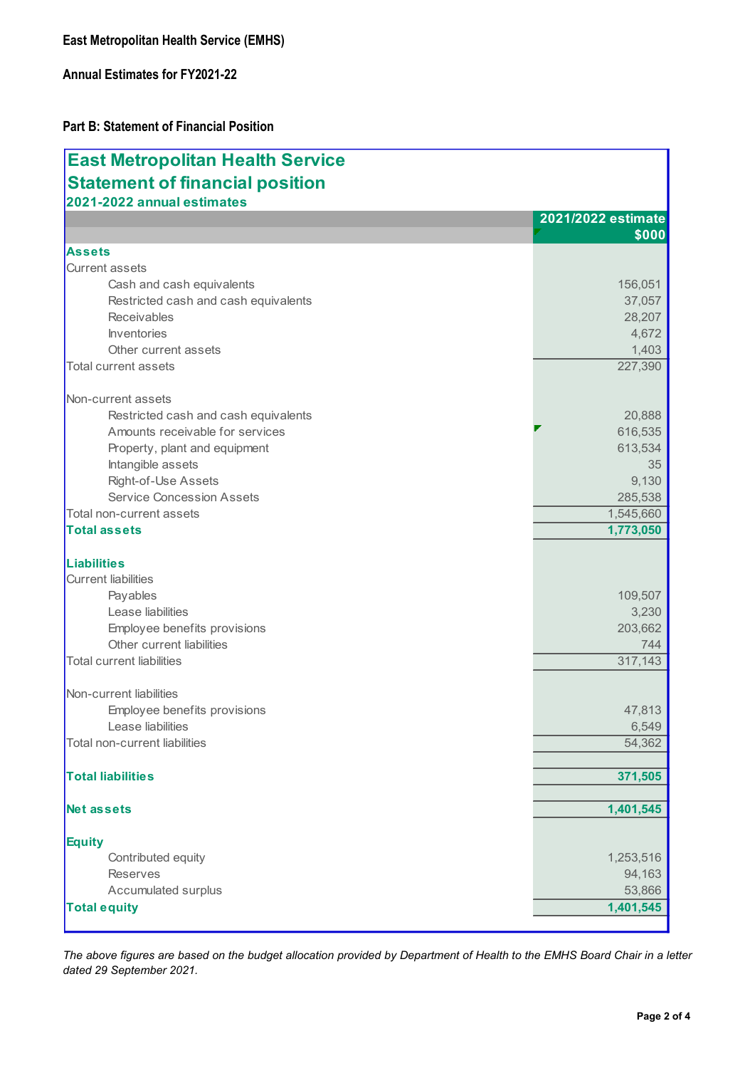**East Metropolitan Health Service (EMHS)**

**Annual Estimates for FY2021-22**

**Part B: Statement of Financial Position**

## East Metropolitan Health Service
## Statement of financial position
### 2021-2022 annual estimates

| | 2021/2022 estimate $000 |
|---|---:|
| **Assets** | |
| Current assets | |
| Cash and cash equivalents | 156,051 |
| Restricted cash and cash equivalents | 37,057 |
| Receivables | 28,207 |
| Inventories | 4,672 |
| Other current assets | 1,403 |
| Total current assets | 227,390 |
| | |
| Non-current assets | |
| Restricted cash and cash equivalents | 20,888 |
| Amounts receivable for services | 616,535 |
| Property, plant and equipment | 613,534 |
| Intangible assets | 35 |
| Right-of-Use Assets | 9,130 |
| Service Concession Assets | 285,538 |
| Total non-current assets | 1,545,660 |
| **Total assets** | **1,773,050** |
| | |
| **Liabilities** | |
| Current liabilities | |
| Payables | 109,507 |
| Lease liabilities | 3,230 |
| Employee benefits provisions | 203,662 |
| Other current liabilities | 744 |
| Total current liabilities | 317,143 |
| | |
| Non-current liabilities | |
| Employee benefits provisions | 47,813 |
| Lease liabilities | 6,549 |
| Total non-current liabilities | 54,362 |
| | |
| **Total liabilities** | **371,505** |
| | |
| **Net assets** | **1,401,545** |
| | |
| **Equity** | |
| Contributed equity | 1,253,516 |
| Reserves | 94,163 |
| Accumulated surplus | 53,866 |
| **Total equity** | **1,401,545** |

*The above figures are based on the budget allocation provided by Department of Health to the EMHS Board Chair in a letter dated 29 September 2021.*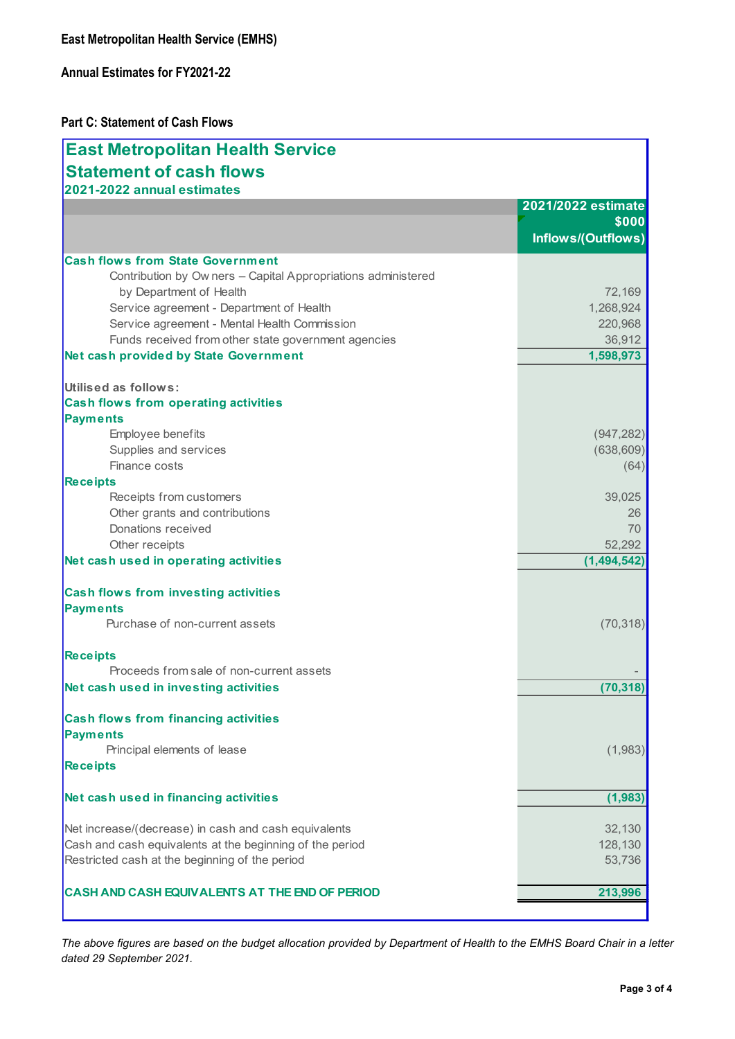**East Metropolitan Health Service (EMHS)**

**Annual Estimates for FY2021-22**

**Part C: Statement of Cash Flows**

## East Metropolitan Health Service
## Statement of cash flows
### 2021-2022 annual estimates

| | 2021/2022 estimate $000 Inflows/(Outflows) |
|---|---|
| **Cash flows from State Government** | |
| Contribution by Owners – Capital Appropriations administered by Department of Health | 72,169 |
| Service agreement - Department of Health | 1,268,924 |
| Service agreement - Mental Health Commission | 220,968 |
| Funds received from other state government agencies | 36,912 |
| **Net cash provided by State Government** | **1,598,973** |
| | |
| **Utilised as follows:** | |
| **Cash flows from operating activities** | |
| **Payments** | |
| Employee benefits | (947,282) |
| Supplies and services | (638,609) |
| Finance costs | (64) |
| **Receipts** | |
| Receipts from customers | 39,025 |
| Other grants and contributions | 26 |
| Donations received | 70 |
| Other receipts | 52,292 |
| **Net cash used in operating activities** | **(1,494,542)** |
| | |
| **Cash flows from investing activities** | |
| **Payments** | |
| Purchase of non-current assets | (70,318) |
| **Receipts** | |
| Proceeds from sale of non-current assets | - |
| **Net cash used in investing activities** | **(70,318)** |
| | |
| **Cash flows from financing activities** | |
| **Payments** | |
| Principal elements of lease | (1,983) |
| **Receipts** | |
| **Net cash used in financing activities** | **(1,983)** |
| | |
| Net increase/(decrease) in cash and cash equivalents | 32,130 |
| Cash and cash equivalents at the beginning of the period | 128,130 |
| Restricted cash at the beginning of the period | 53,736 |
| | |
| **CASH AND CASH EQUIVALENTS AT THE END OF PERIOD** | **213,996** |

*The above figures are based on the budget allocation provided by Department of Health to the EMHS Board Chair in a letter dated 29 September 2021.*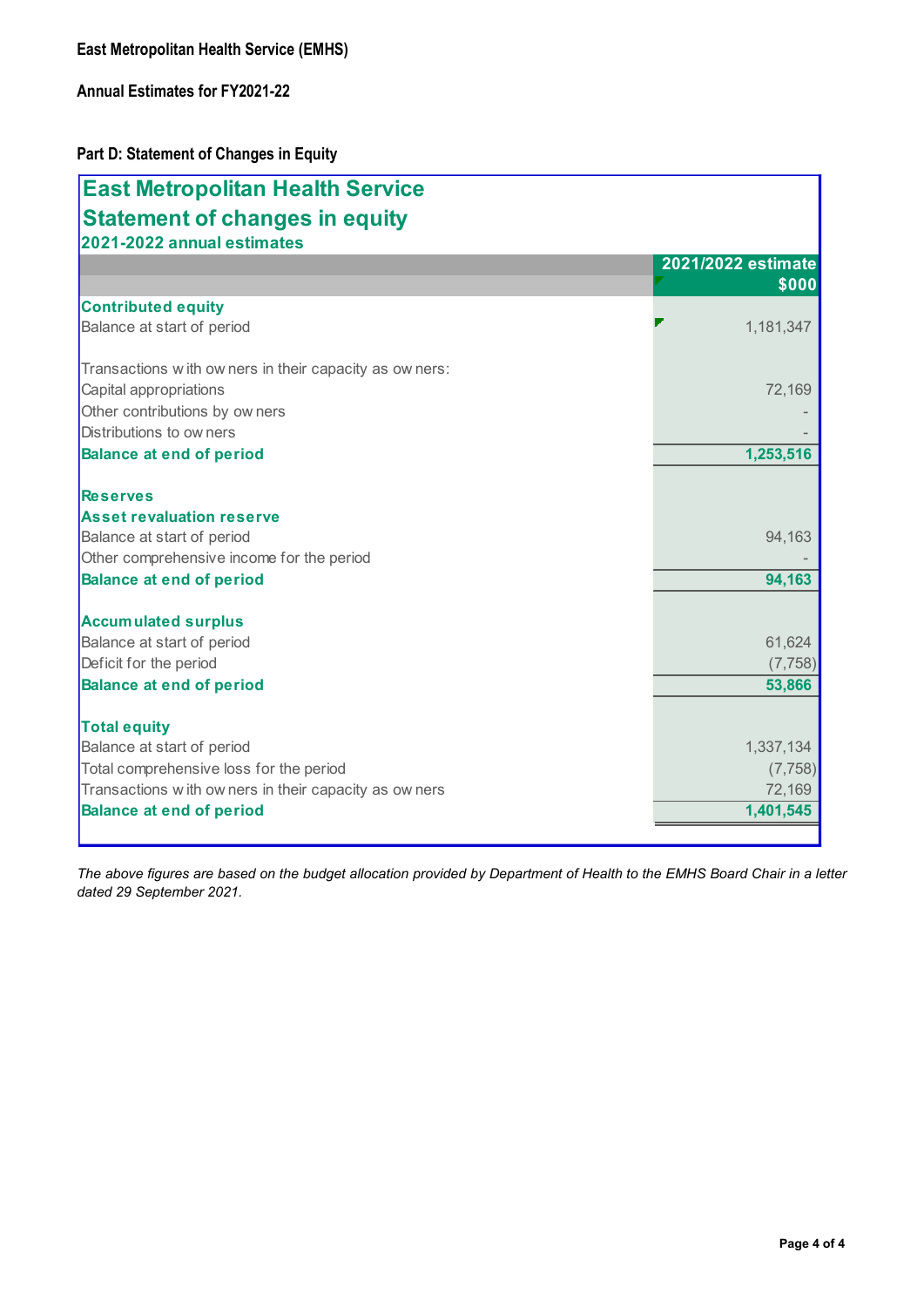**East Metropolitan Health Service (EMHS)**

**Annual Estimates for FY2021-22**

**Part D: Statement of Changes in Equity**

## East Metropolitan Health Service
## Statement of changes in equity
### 2021-2022 annual estimates

| | 2021/2022 estimate $000 |
|---|---|
| **Contributed equity** | |
| Balance at start of period | 1,181,347 |
| | |
| Transactions with owners in their capacity as owners: | |
| Capital appropriations | 72,169 |
| Other contributions by owners | - |
| Distributions to owners | - |
| **Balance at end of period** | **1,253,516** |
| | |
| **Reserves** | |
| **Asset revaluation reserve** | |
| Balance at start of period | 94,163 |
| Other comprehensive income for the period | - |
| **Balance at end of period** | **94,163** |
| | |
| **Accumulated surplus** | |
| Balance at start of period | 61,624 |
| Deficit for the period | (7,758) |
| **Balance at end of period** | **53,866** |
| | |
| **Total equity** | |
| Balance at start of period | 1,337,134 |
| Total comprehensive loss for the period | (7,758) |
| Transactions with owners in their capacity as owners | 72,169 |
| **Balance at end of period** | **1,401,545** |

*The above figures are based on the budget allocation provided by Department of Health to the EMHS Board Chair in a letter dated 29 September 2021.*